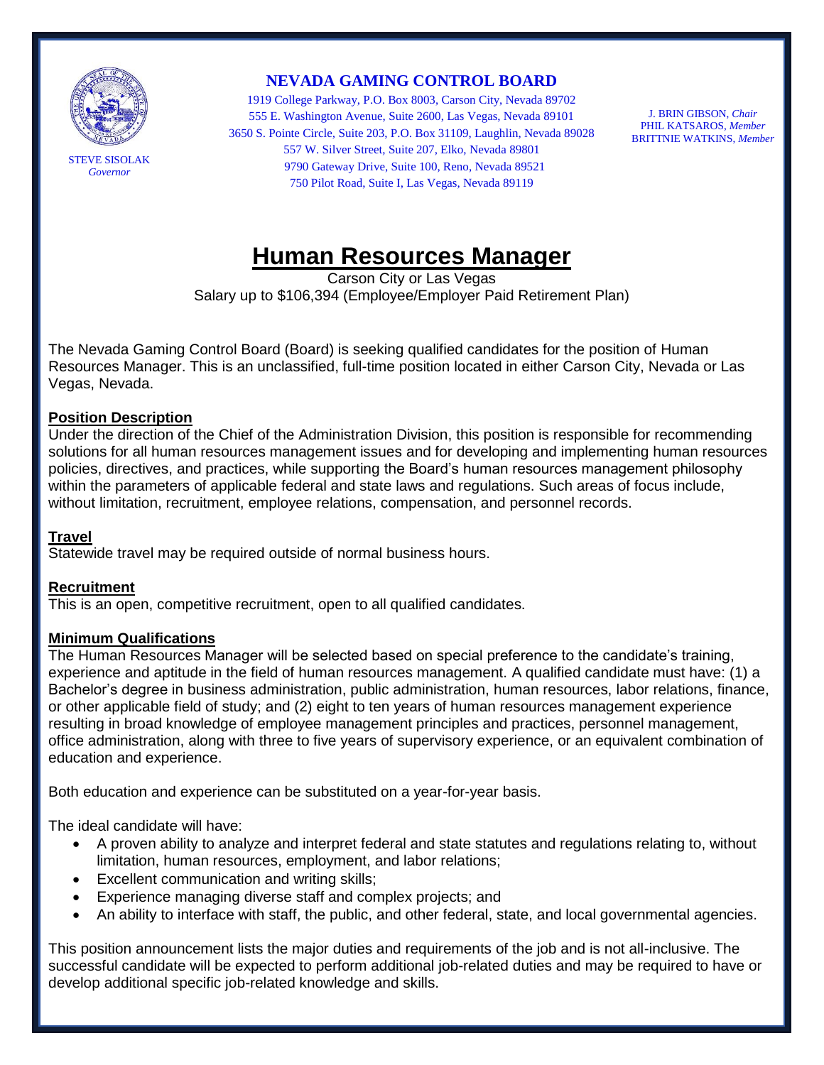STEVE SISOLAK
*Governor*

**NEVADA GAMING CONTROL BOARD**

1919 College Parkway, P.O. Box 8003, Carson City, Nevada 89702
555 E. Washington Avenue, Suite 2600, Las Vegas, Nevada 89101
3650 S. Pointe Circle, Suite 203, P.O. Box 31109, Laughlin, Nevada 89028
557 W. Silver Street, Suite 207, Elko, Nevada 89801
9790 Gateway Drive, Suite 100, Reno, Nevada 89521
750 Pilot Road, Suite I, Las Vegas, Nevada 89119

J. BRIN GIBSON, *Chair*
PHIL KATSAROS, *Member*
BRITTNIE WATKINS, *Member*

# Human Resources Manager

Carson City or Las Vegas
Salary up to $106,394 (Employee/Employer Paid Retirement Plan)

The Nevada Gaming Control Board (Board) is seeking qualified candidates for the position of Human Resources Manager. This is an unclassified, full-time position located in either Carson City, Nevada or Las Vegas, Nevada.

## Position Description

Under the direction of the Chief of the Administration Division, this position is responsible for recommending solutions for all human resources management issues and for developing and implementing human resources policies, directives, and practices, while supporting the Board's human resources management philosophy within the parameters of applicable federal and state laws and regulations. Such areas of focus include, without limitation, recruitment, employee relations, compensation, and personnel records.

## Travel

Statewide travel may be required outside of normal business hours.

## Recruitment

This is an open, competitive recruitment, open to all qualified candidates.

## Minimum Qualifications

The Human Resources Manager will be selected based on special preference to the candidate's training, experience and aptitude in the field of human resources management. A qualified candidate must have: (1) a Bachelor's degree in business administration, public administration, human resources, labor relations, finance, or other applicable field of study; and (2) eight to ten years of human resources management experience resulting in broad knowledge of employee management principles and practices, personnel management, office administration, along with three to five years of supervisory experience, or an equivalent combination of education and experience.

Both education and experience can be substituted on a year-for-year basis.

The ideal candidate will have:

- A proven ability to analyze and interpret federal and state statutes and regulations relating to, without limitation, human resources, employment, and labor relations;
- Excellent communication and writing skills;
- Experience managing diverse staff and complex projects; and
- An ability to interface with staff, the public, and other federal, state, and local governmental agencies.

This position announcement lists the major duties and requirements of the job and is not all-inclusive. The successful candidate will be expected to perform additional job-related duties and may be required to have or develop additional specific job-related knowledge and skills.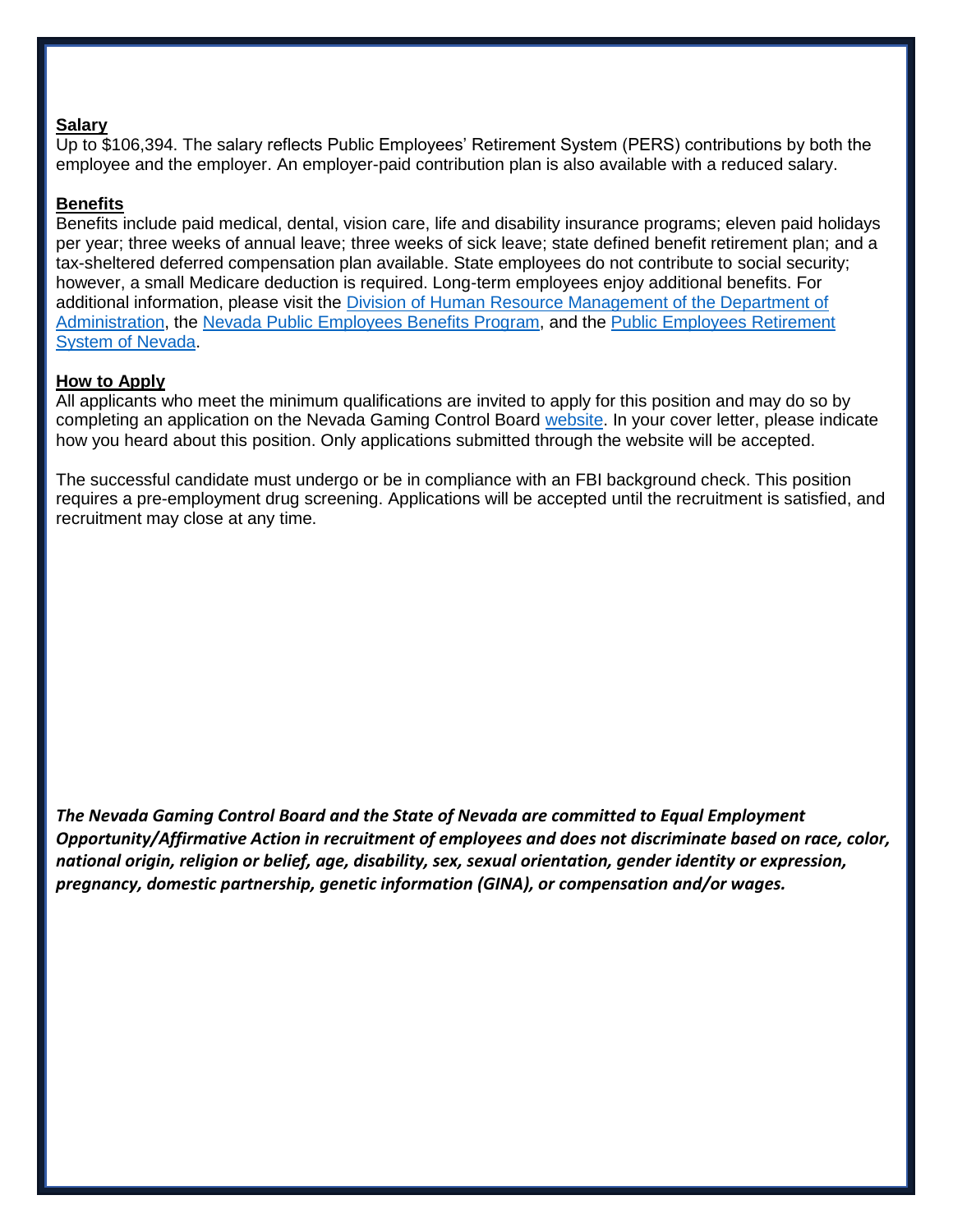**Salary**

Up to $106,394. The salary reflects Public Employees' Retirement System (PERS) contributions by both the employee and the employer. An employer-paid contribution plan is also available with a reduced salary.

**Benefits**

Benefits include paid medical, dental, vision care, life and disability insurance programs; eleven paid holidays per year; three weeks of annual leave; three weeks of sick leave; state defined benefit retirement plan; and a tax-sheltered deferred compensation plan available. State employees do not contribute to social security; however, a small Medicare deduction is required. Long-term employees enjoy additional benefits. For additional information, please visit the Division of Human Resource Management of the Department of Administration, the Nevada Public Employees Benefits Program, and the Public Employees Retirement System of Nevada.

**How to Apply**

All applicants who meet the minimum qualifications are invited to apply for this position and may do so by completing an application on the Nevada Gaming Control Board website. In your cover letter, please indicate how you heard about this position. Only applications submitted through the website will be accepted.

The successful candidate must undergo or be in compliance with an FBI background check. This position requires a pre-employment drug screening. Applications will be accepted until the recruitment is satisfied, and recruitment may close at any time.

***The Nevada Gaming Control Board and the State of Nevada are committed to Equal Employment Opportunity/Affirmative Action in recruitment of employees and does not discriminate based on race, color, national origin, religion or belief, age, disability, sex, sexual orientation, gender identity or expression, pregnancy, domestic partnership, genetic information (GINA), or compensation and/or wages.***